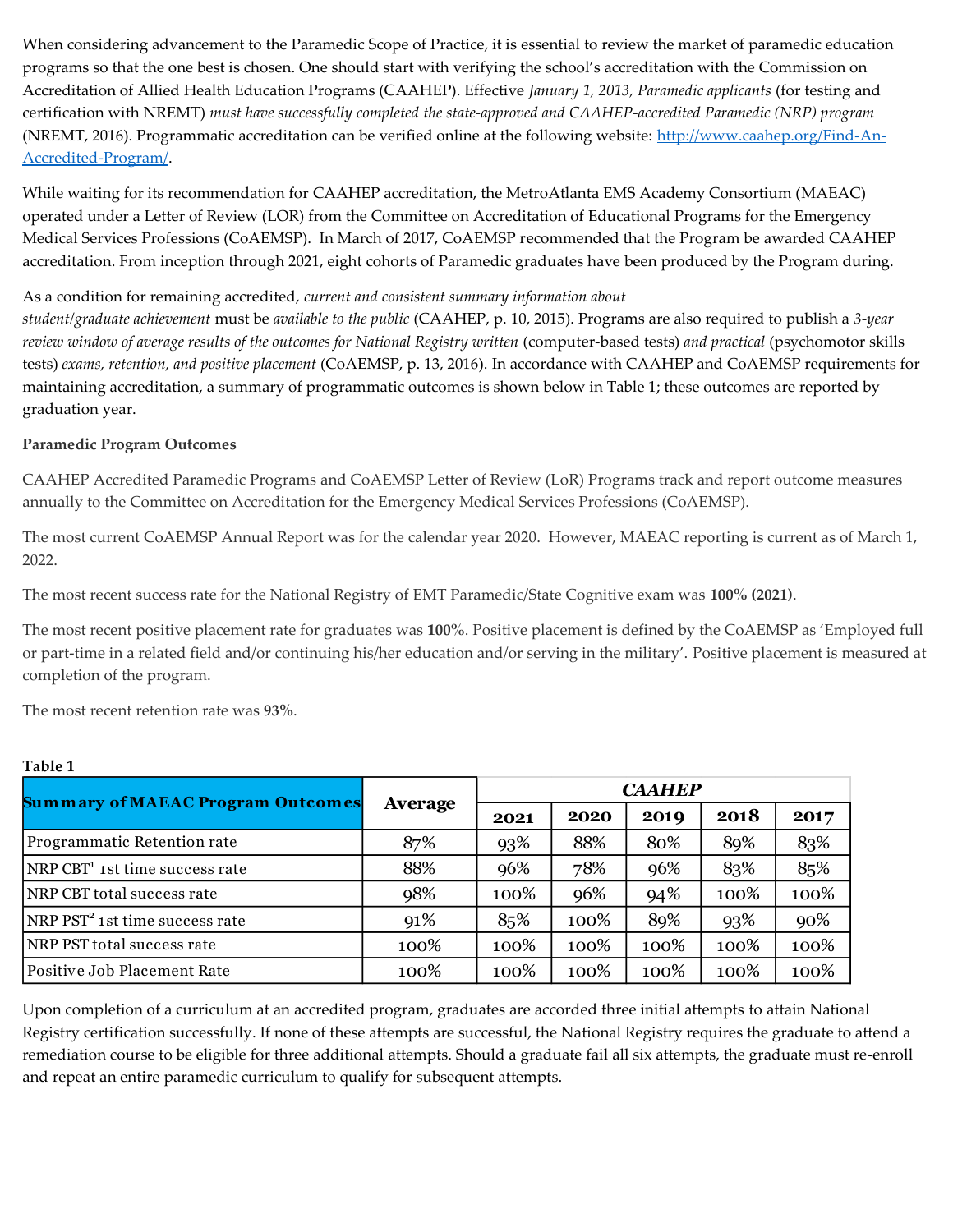When considering advancement to the Paramedic Scope of Practice, it is essential to review the market of paramedic education programs so that the one best is chosen. One should start with verifying the school's accreditation with the Commission on Accreditation of Allied Health Education Programs (CAAHEP). Effective *January 1, 2013, Paramedic applicants* (for testing and certification with NREMT) *must have successfully completed the state-approved and CAAHEP-accredited Paramedic (NRP) program* (NREMT, 2016). Programmatic accreditation can be verified online at the following website: [http://www.caahep.org/Find-An-Accredited-Program/](http://www.caahep.org/Find-An-Accredited-Program/).

While waiting for its recommendation for CAAHEP accreditation, the MetroAtlanta EMS Academy Consortium (MAEAC) operated under a Letter of Review (LOR) from the Committee on Accreditation of Educational Programs for the Emergency Medical Services Professions (CoAEMSP). In March of 2017, CoAEMSP recommended that the Program be awarded CAAHEP accreditation. From inception through 2021, eight cohorts of Paramedic graduates have been produced by the Program during.

As a condition for remaining accredited, *current and consistent summary information about student/graduate achievement* must be *available to the public* (CAAHEP, p. 10, 2015). Programs are also required to publish a *3-year review window of average results of the outcomes for National Registry written* (computer-based tests) *and practical* (psychomotor skills tests) *exams, retention, and positive placement* (CoAEMSP, p. 13, 2016). In accordance with CAAHEP and CoAEMSP requirements for maintaining accreditation, a summary of programmatic outcomes is shown below in Table 1; these outcomes are reported by graduation year.

**Paramedic Program Outcomes**

CAAHEP Accredited Paramedic Programs and CoAEMSP Letter of Review (LoR) Programs track and report outcome measures annually to the Committee on Accreditation for the Emergency Medical Services Professions (CoAEMSP).

The most current CoAEMSP Annual Report was for the calendar year 2020. However, MAEAC reporting is current as of March 1, 2022.

The most recent success rate for the National Registry of EMT Paramedic/State Cognitive exam was **100% (2021)**.

The most recent positive placement rate for graduates was **100%**. Positive placement is defined by the CoAEMSP as 'Employed full or part-time in a related field and/or continuing his/her education and/or serving in the military'. Positive placement is measured at completion of the program.

The most recent retention rate was **93%**.

**Table 1**

| **Summary of MAEAC Program Outcomes** | **Average** | ***CAAHEP*** | | | | |
|---|---|---|---|---|---|---|
| | | **2021** | **2020** | **2019** | **2018** | **2017** |
| Programmatic Retention rate | 87% | 93% | 88% | 80% | 89% | 83% |
| NRP CBT[1] 1st time success rate | 88% | 96% | 78% | 96% | 83% | 85% |
| NRP CBT total success rate | 98% | 100% | 96% | 94% | 100% | 100% |
| NRP PST[2] 1st time success rate | 91% | 85% | 100% | 89% | 93% | 90% |
| NRP PST total success rate | 100% | 100% | 100% | 100% | 100% | 100% |
| Positive Job Placement Rate | 100% | 100% | 100% | 100% | 100% | 100% |

Upon completion of a curriculum at an accredited program, graduates are accorded three initial attempts to attain National Registry certification successfully. If none of these attempts are successful, the National Registry requires the graduate to attend a remediation course to be eligible for three additional attempts. Should a graduate fail all six attempts, the graduate must re-enroll and repeat an entire paramedic curriculum to qualify for subsequent attempts.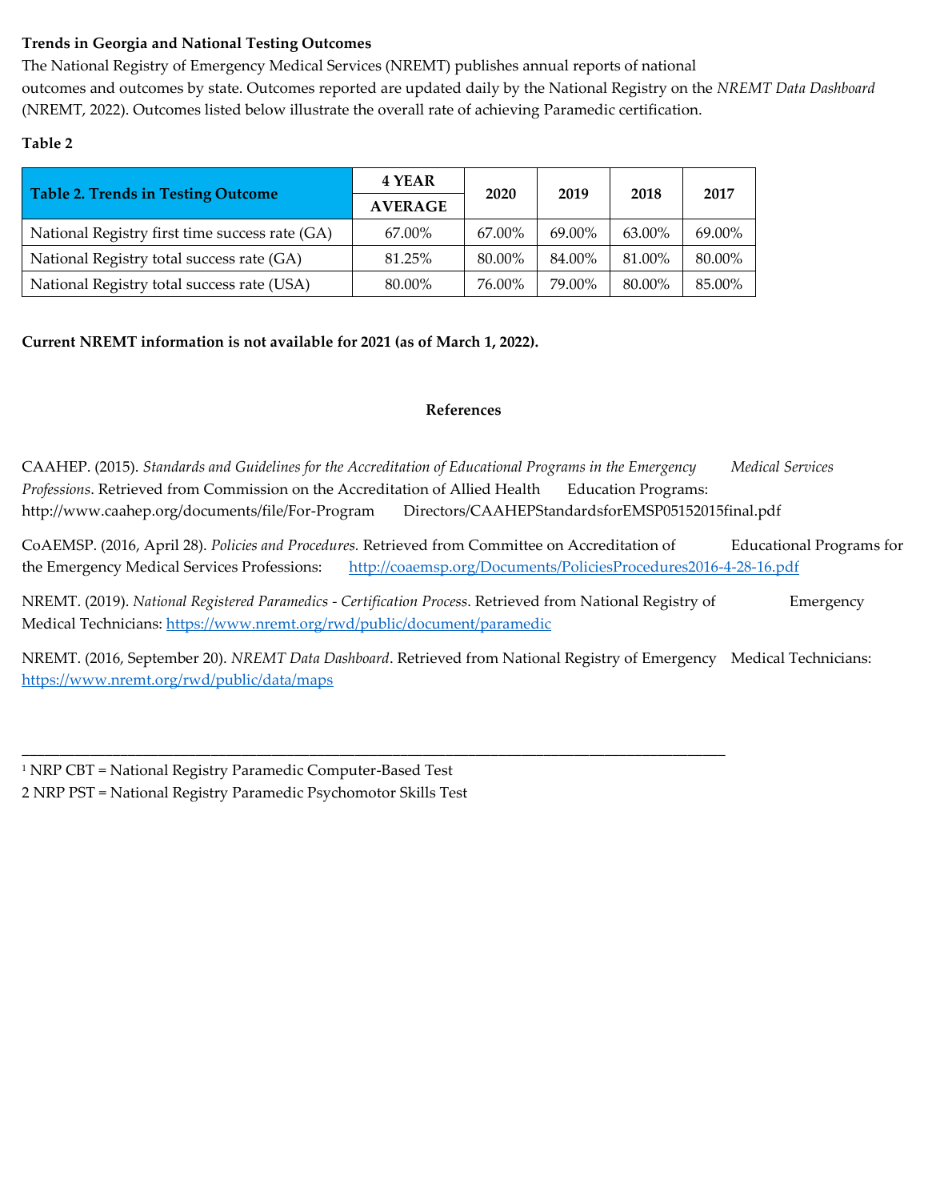**Trends in Georgia and National Testing Outcomes**

The National Registry of Emergency Medical Services (NREMT) publishes annual reports of national outcomes and outcomes by state. Outcomes reported are updated daily by the National Registry on the *NREMT Data Dashboard* (NREMT, 2022). Outcomes listed below illustrate the overall rate of achieving Paramedic certification.

**Table 2**

| Table 2. Trends in Testing Outcome | 4 YEAR AVERAGE | 2020 | 2019 | 2018 | 2017 |
|---|---|---|---|---|---|
| National Registry first time success rate (GA) | 67.00% | 67.00% | 69.00% | 63.00% | 69.00% |
| National Registry total success rate (GA) | 81.25% | 80.00% | 84.00% | 81.00% | 80.00% |
| National Registry total success rate (USA) | 80.00% | 76.00% | 79.00% | 80.00% | 85.00% |

**Current NREMT information is not available for 2021 (as of March 1, 2022).**

## References

CAAHEP. (2015). *Standards and Guidelines for the Accreditation of Educational Programs in the Emergency Medical Services Professions*. Retrieved from Commission on the Accreditation of Allied Health Education Programs: http://www.caahep.org/documents/file/For-Program Directors/CAAHEPStandardsforEMSP05152015final.pdf

CoAEMSP. (2016, April 28). *Policies and Procedures.* Retrieved from Committee on Accreditation of Educational Programs for the Emergency Medical Services Professions: http://coaemsp.org/Documents/PoliciesProcedures2016-4-28-16.pdf

NREMT. (2019). *National Registered Paramedics - Certification Process*. Retrieved from National Registry of Emergency Medical Technicians: https://www.nremt.org/rwd/public/document/paramedic

NREMT. (2016, September 20). *NREMT Data Dashboard*. Retrieved from National Registry of Emergency Medical Technicians: https://www.nremt.org/rwd/public/data/maps

---

[1] NRP CBT = National Registry Paramedic Computer-Based Test

2 NRP PST = National Registry Paramedic Psychomotor Skills Test